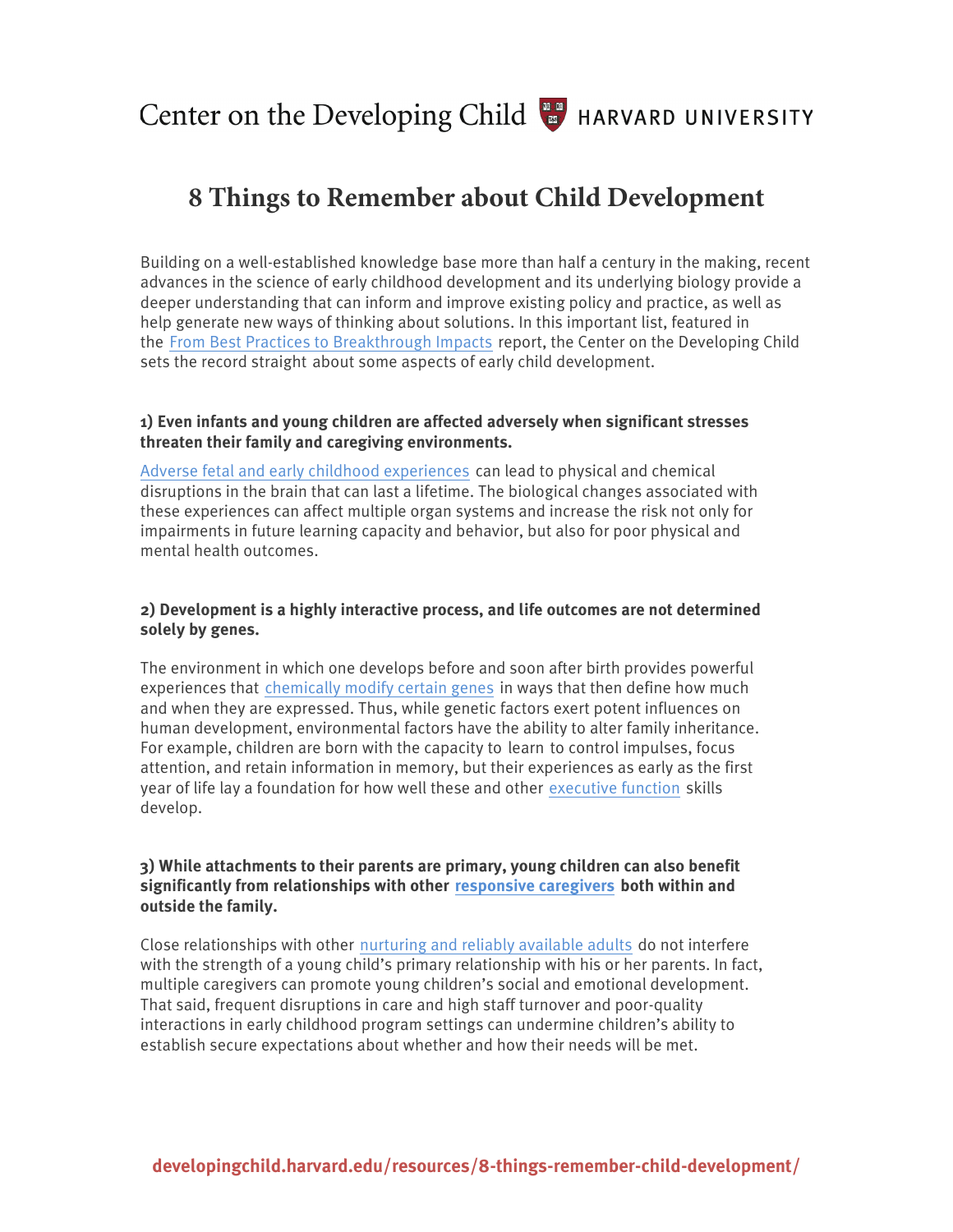Center on the Developing Child — HARVARD UNIVERSITY

# 8 Things to Remember about Child Development

Building on a well-established knowledge base more than half a century in the making, recent advances in the science of early childhood development and its underlying biology provide a deeper understanding that can inform and improve existing policy and practice, as well as help generate new ways of thinking about solutions. In this important list, featured in the From Best Practices to Breakthrough Impacts report, the Center on the Developing Child sets the record straight about some aspects of early child development.

**1) Even infants and young children are affected adversely when significant stresses threaten their family and caregiving environments.**

Adverse fetal and early childhood experiences can lead to physical and chemical disruptions in the brain that can last a lifetime. The biological changes associated with these experiences can affect multiple organ systems and increase the risk not only for impairments in future learning capacity and behavior, but also for poor physical and mental health outcomes.

**2) Development is a highly interactive process, and life outcomes are not determined solely by genes.**

The environment in which one develops before and soon after birth provides powerful experiences that chemically modify certain genes in ways that then define how much and when they are expressed. Thus, while genetic factors exert potent influences on human development, environmental factors have the ability to alter family inheritance. For example, children are born with the capacity to learn to control impulses, focus attention, and retain information in memory, but their experiences as early as the first year of life lay a foundation for how well these and other executive function skills develop.

**3) While attachments to their parents are primary, young children can also benefit significantly from relationships with other responsive caregivers both within and outside the family.**

Close relationships with other nurturing and reliably available adults do not interfere with the strength of a young child's primary relationship with his or her parents. In fact, multiple caregivers can promote young children's social and emotional development. That said, frequent disruptions in care and high staff turnover and poor-quality interactions in early childhood program settings can undermine children's ability to establish secure expectations about whether and how their needs will be met.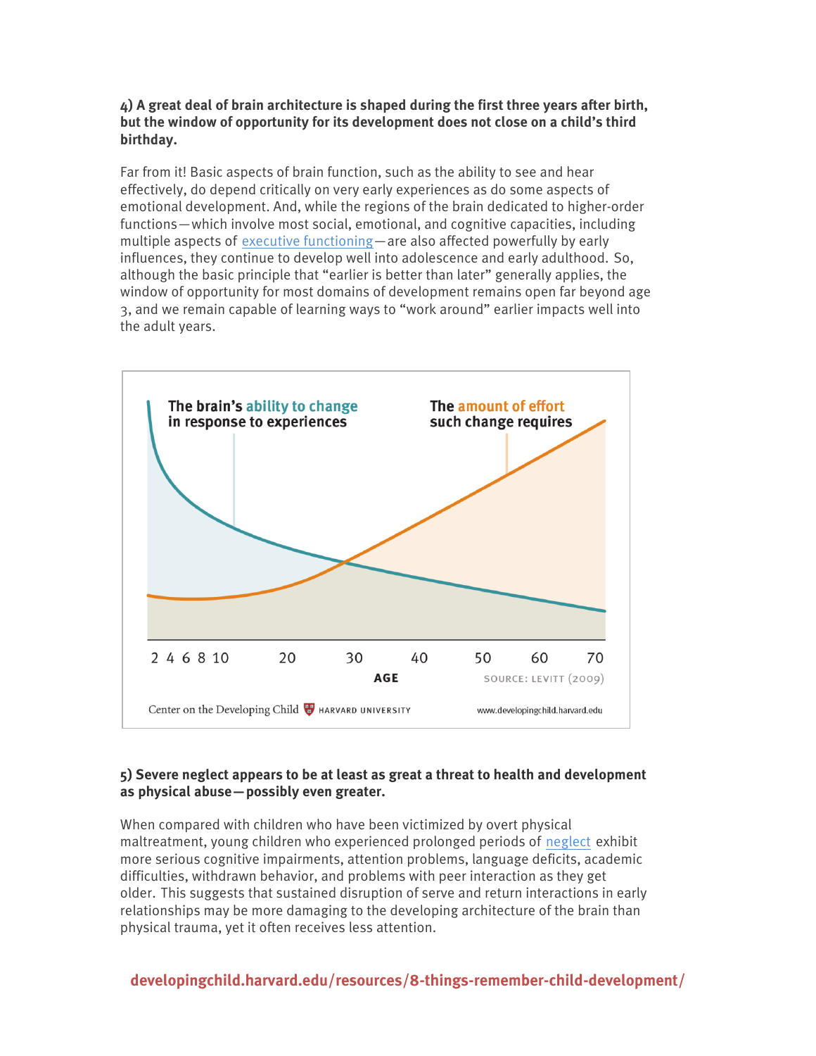**4) A great deal of brain architecture is shaped during the first three years after birth, but the window of opportunity for its development does not close on a child's third birthday.**

Far from it! Basic aspects of brain function, such as the ability to see and hear effectively, do depend critically on very early experiences as do some aspects of emotional development. And, while the regions of the brain dedicated to higher-order functions—which involve most social, emotional, and cognitive capacities, including multiple aspects of executive functioning—are also affected powerfully by early influences, they continue to develop well into adolescence and early adulthood. So, although the basic principle that "earlier is better than later" generally applies, the window of opportunity for most domains of development remains open far beyond age 3, and we remain capable of learning ways to "work around" earlier impacts well into the adult years.

**5) Severe neglect appears to be at least as great a threat to health and development as physical abuse—possibly even greater.**

When compared with children who have been victimized by overt physical maltreatment, young children who experienced prolonged periods of neglect exhibit more serious cognitive impairments, attention problems, language deficits, academic difficulties, withdrawn behavior, and problems with peer interaction as they get older. This suggests that sustained disruption of serve and return interactions in early relationships may be more damaging to the developing architecture of the brain than physical trauma, yet it often receives less attention.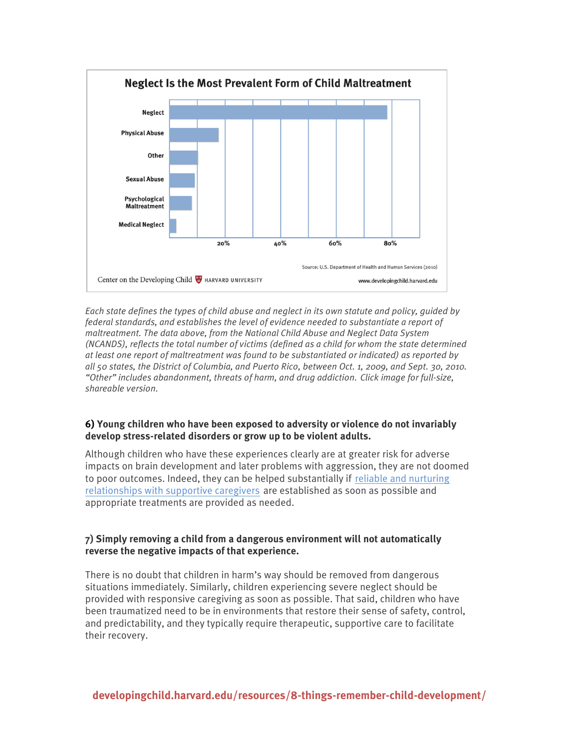**Neglect Is the Most Prevalent Form of Child Maltreatment**

Neglect

Physical Abuse

Other

Sexual Abuse

Psychological Maltreatment

Medical Neglect

20% 40% 60% 80%

Source: U.S. Department of Health and Human Services (2010)

Center on the Developing Child HARVARD UNIVERSITY www.developingchild.harvard.edu

*Each state defines the types of child abuse and neglect in its own statute and policy, guided by federal standards, and establishes the level of evidence needed to substantiate a report of maltreatment. The data above, from the National Child Abuse and Neglect Data System (NCANDS), reflects the total number of victims (defined as a child for whom the state determined at least one report of maltreatment was found to be substantiated or indicated) as reported by all 50 states, the District of Columbia, and Puerto Rico, between Oct. 1, 2009, and Sept. 30, 2010. "Other" includes abandonment, threats of harm, and drug addiction. Click image for full-size, shareable version.*

### 6) Young children who have been exposed to adversity or violence do not invariably develop stress-related disorders or grow up to be violent adults.

Although children who have these experiences clearly are at greater risk for adverse impacts on brain development and later problems with aggression, they are not doomed to poor outcomes. Indeed, they can be helped substantially if reliable and nurturing relationships with supportive caregivers are established as soon as possible and appropriate treatments are provided as needed.

### 7) Simply removing a child from a dangerous environment will not automatically reverse the negative impacts of that experience.

There is no doubt that children in harm's way should be removed from dangerous situations immediately. Similarly, children experiencing severe neglect should be provided with responsive caregiving as soon as possible. That said, children who have been traumatized need to be in environments that restore their sense of safety, control, and predictability, and they typically require therapeutic, supportive care to facilitate their recovery.

developingchild.harvard.edu/resources/8-things-remember-child-development/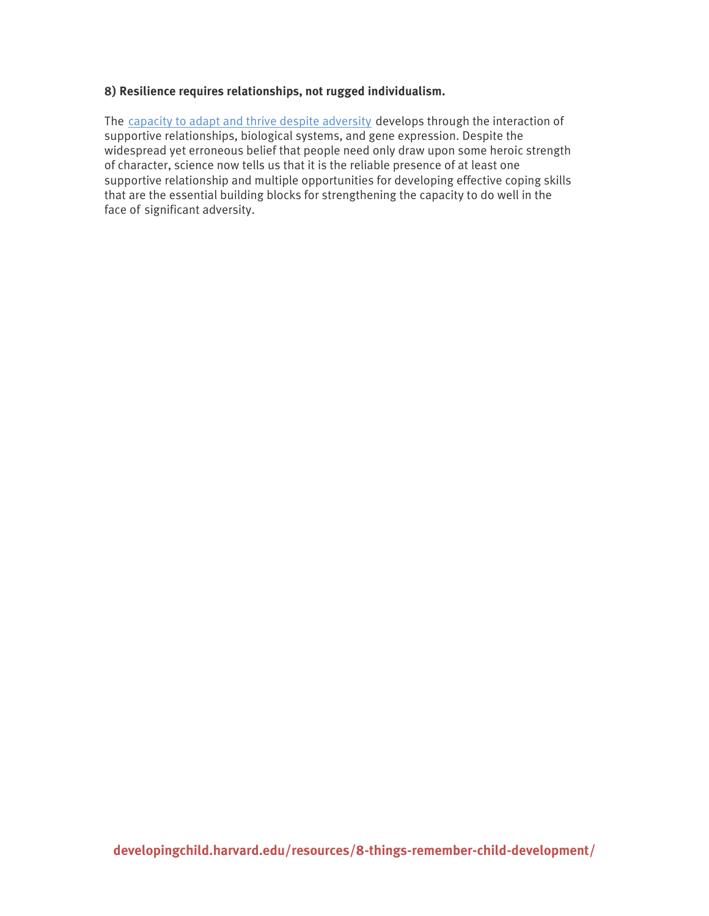**8) Resilience requires relationships, not rugged individualism.**

The capacity to adapt and thrive despite adversity develops through the interaction of supportive relationships, biological systems, and gene expression. Despite the widespread yet erroneous belief that people need only draw upon some heroic strength of character, science now tells us that it is the reliable presence of at least one supportive relationship and multiple opportunities for developing effective coping skills that are the essential building blocks for strengthening the capacity to do well in the face of significant adversity.

**developingchild.harvard.edu/resources/8-things-remember-child-development/**